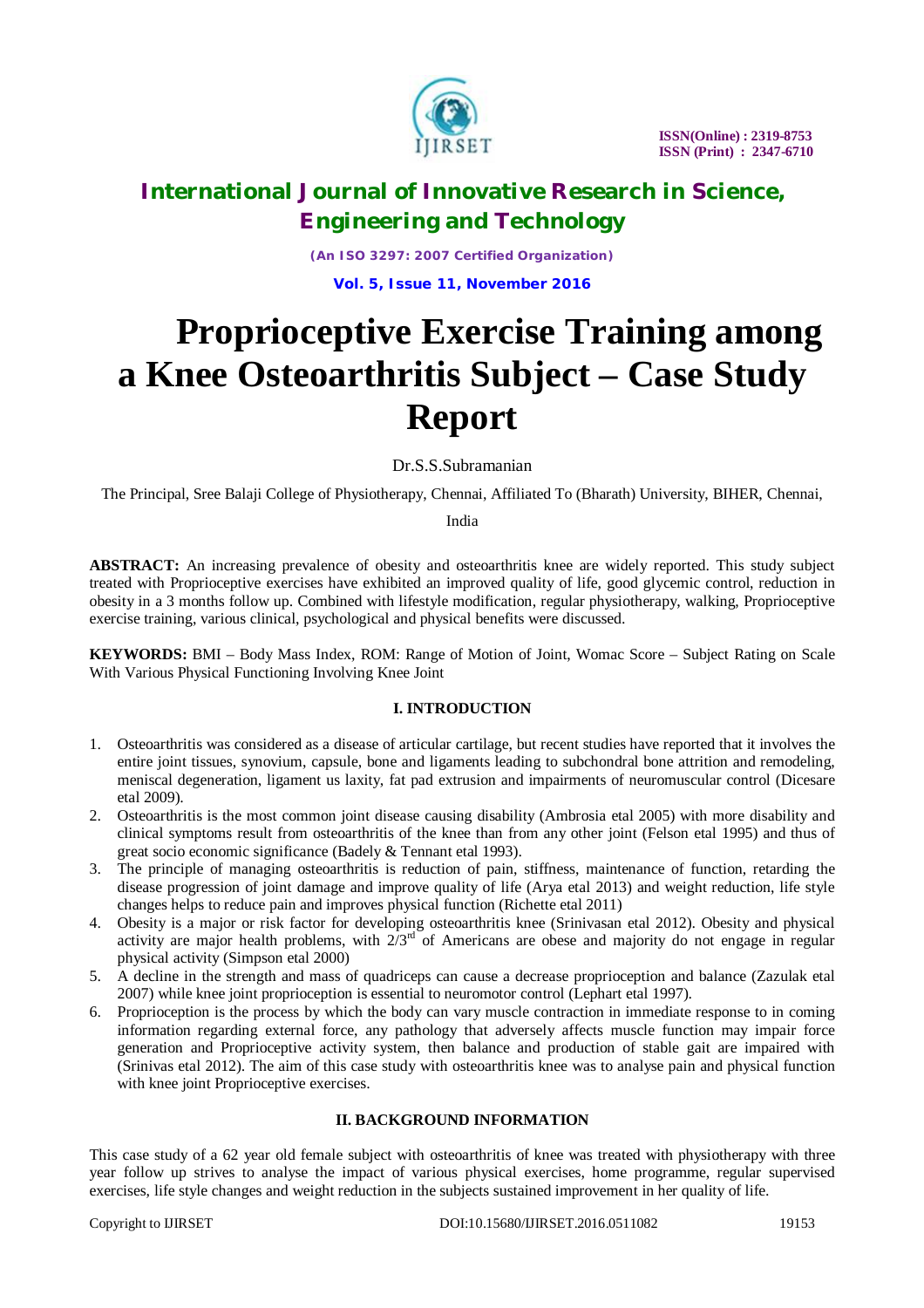# Proprioceptive Exercise Training among a Knee Osteoarthritis Subject – Case Study Report

Dr.S.S.Subramanian

The Principal, Sree Balaji College of Physiotherapy, Chennai, Affiliated To (Bharath) University, BIHER, Chennai, India

**ABSTRACT:** An increasing prevalence of obesity and osteoarthritis knee are widely reported. This study subject treated with Proprioceptive exercises have exhibited an improved quality of life, good glycemic control, reduction in obesity in a 3 months follow up. Combined with lifestyle modification, regular physiotherapy, walking, Proprioceptive exercise training, various clinical, psychological and physical benefits were discussed.

**KEYWORDS:** BMI – Body Mass Index, ROM: Range of Motion of Joint, Womac Score – Subject Rating on Scale With Various Physical Functioning Involving Knee Joint

## I. INTRODUCTION

1. Osteoarthritis was considered as a disease of articular cartilage, but recent studies have reported that it involves the entire joint tissues, synovium, capsule, bone and ligaments leading to subchondral bone attrition and remodeling, meniscal degeneration, ligament us laxity, fat pad extrusion and impairments of neuromuscular control (Dicesare etal 2009).
2. Osteoarthritis is the most common joint disease causing disability (Ambrosia etal 2005) with more disability and clinical symptoms result from osteoarthritis of the knee than from any other joint (Felson etal 1995) and thus of great socio economic significance (Badely & Tennant etal 1993).
3. The principle of managing osteoarthritis is reduction of pain, stiffness, maintenance of function, retarding the disease progression of joint damage and improve quality of life (Arya etal 2013) and weight reduction, life style changes helps to reduce pain and improves physical function (Richette etal 2011)
4. Obesity is a major or risk factor for developing osteoarthritis knee (Srinivasan etal 2012). Obesity and physical activity are major health problems, with 2/3rd of Americans are obese and majority do not engage in regular physical activity (Simpson etal 2000)
5. A decline in the strength and mass of quadriceps can cause a decrease proprioception and balance (Zazulak etal 2007) while knee joint proprioception is essential to neuromotor control (Lephart etal 1997).
6. Proprioception is the process by which the body can vary muscle contraction in immediate response to in coming information regarding external force, any pathology that adversely affects muscle function may impair force generation and Proprioceptive activity system, then balance and production of stable gait are impaired with (Srinivas etal 2012). The aim of this case study with osteoarthritis knee was to analyse pain and physical function with knee joint Proprioceptive exercises.

## II. BACKGROUND INFORMATION

This case study of a 62 year old female subject with osteoarthritis of knee was treated with physiotherapy with three year follow up strives to analyse the impact of various physical exercises, home programme, regular supervised exercises, life style changes and weight reduction in the subjects sustained improvement in her quality of life.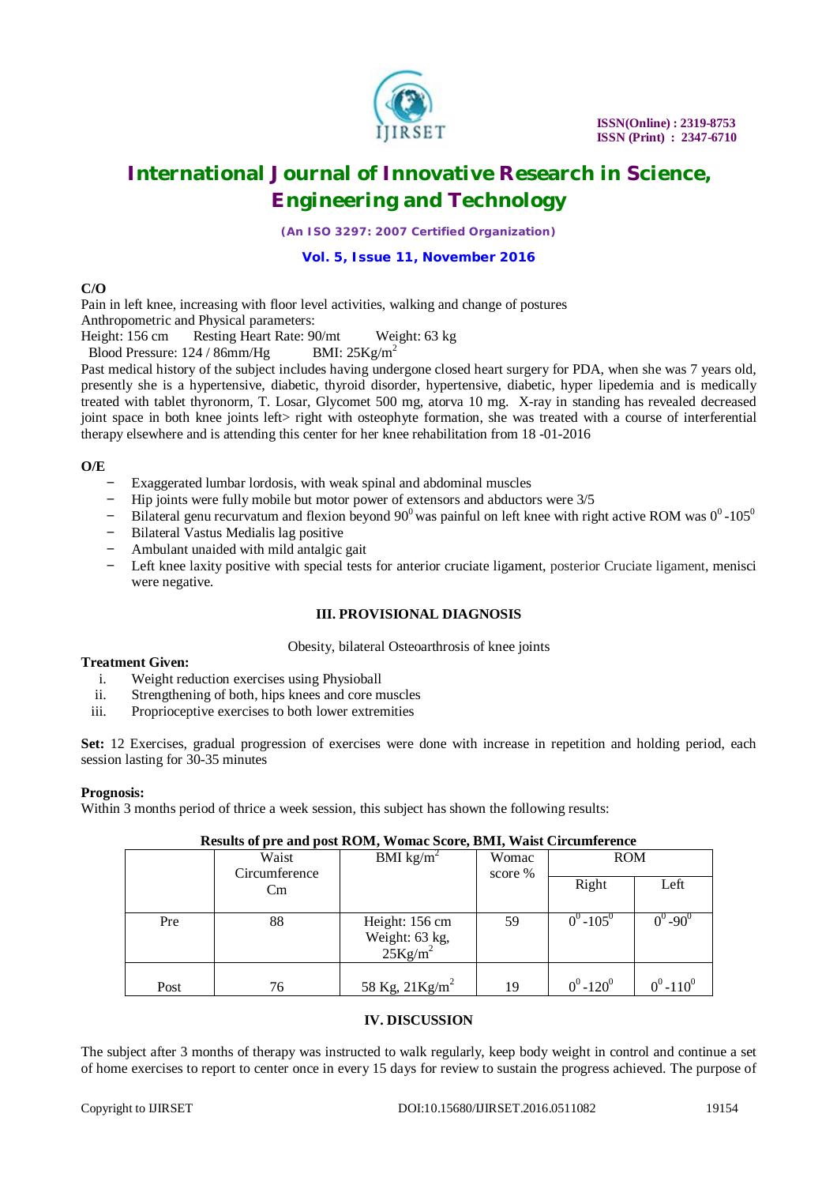**C/O**

Pain in left knee, increasing with floor level activities, walking and change of postures

Anthropometric and Physical parameters:

Height: 156 cm Resting Heart Rate: 90/mt Weight: 63 kg

Blood Pressure: 124 / 86mm/Hg BMI: 25Kg/m$^2$

Past medical history of the subject includes having undergone closed heart surgery for PDA, when she was 7 years old, presently she is a hypertensive, diabetic, thyroid disorder, hypertensive, diabetic, hyper lipedemia and is medically treated with tablet thyronorm, T. Losar, Glycomet 500 mg, atorva 10 mg. X-ray in standing has revealed decreased joint space in both knee joints left> right with osteophyte formation, she was treated with a course of interferential therapy elsewhere and is attending this center for her knee rehabilitation from 18 -01-2016

**O/E**

- Exaggerated lumbar lordosis, with weak spinal and abdominal muscles
- Hip joints were fully mobile but motor power of extensors and abductors were 3/5
- Bilateral genu recurvatum and flexion beyond 90$^0$ was painful on left knee with right active ROM was 0$^0$ -105$^0$
- Bilateral Vastus Medialis lag positive
- Ambulant unaided with mild antalgic gait
- Left knee laxity positive with special tests for anterior cruciate ligament, posterior Cruciate ligament, menisci were negative.

## III. PROVISIONAL DIAGNOSIS

Obesity, bilateral Osteoarthrosis of knee joints

**Treatment Given:**

i. Weight reduction exercises using Physioball
ii. Strengthening of both, hips knees and core muscles
iii. Proprioceptive exercises to both lower extremities

**Set:** 12 Exercises, gradual progression of exercises were done with increase in repetition and holding period, each session lasting for 30-35 minutes

**Prognosis:**

Within 3 months period of thrice a week session, this subject has shown the following results:

**Results of pre and post ROM, Womac Score, BMI, Waist Circumference**

| | Waist Circumference Cm | BMI kg/m$^2$ | Womac score % | ROM | |
|---|---|---|---|---|---|
| | | | | Right | Left |
| Pre | 88 | Height: 156 cm Weight: 63 kg, 25Kg/m$^2$ | 59 | 0$^0$ -105$^0$ | 0$^0$ -90$^0$ |
| Post | 76 | 58 Kg, 21Kg/m$^2$ | 19 | 0$^0$ -120$^0$ | 0$^0$ -110$^0$ |

## IV. DISCUSSION

The subject after 3 months of therapy was instructed to walk regularly, keep body weight in control and continue a set of home exercises to report to center once in every 15 days for review to sustain the progress achieved. The purpose of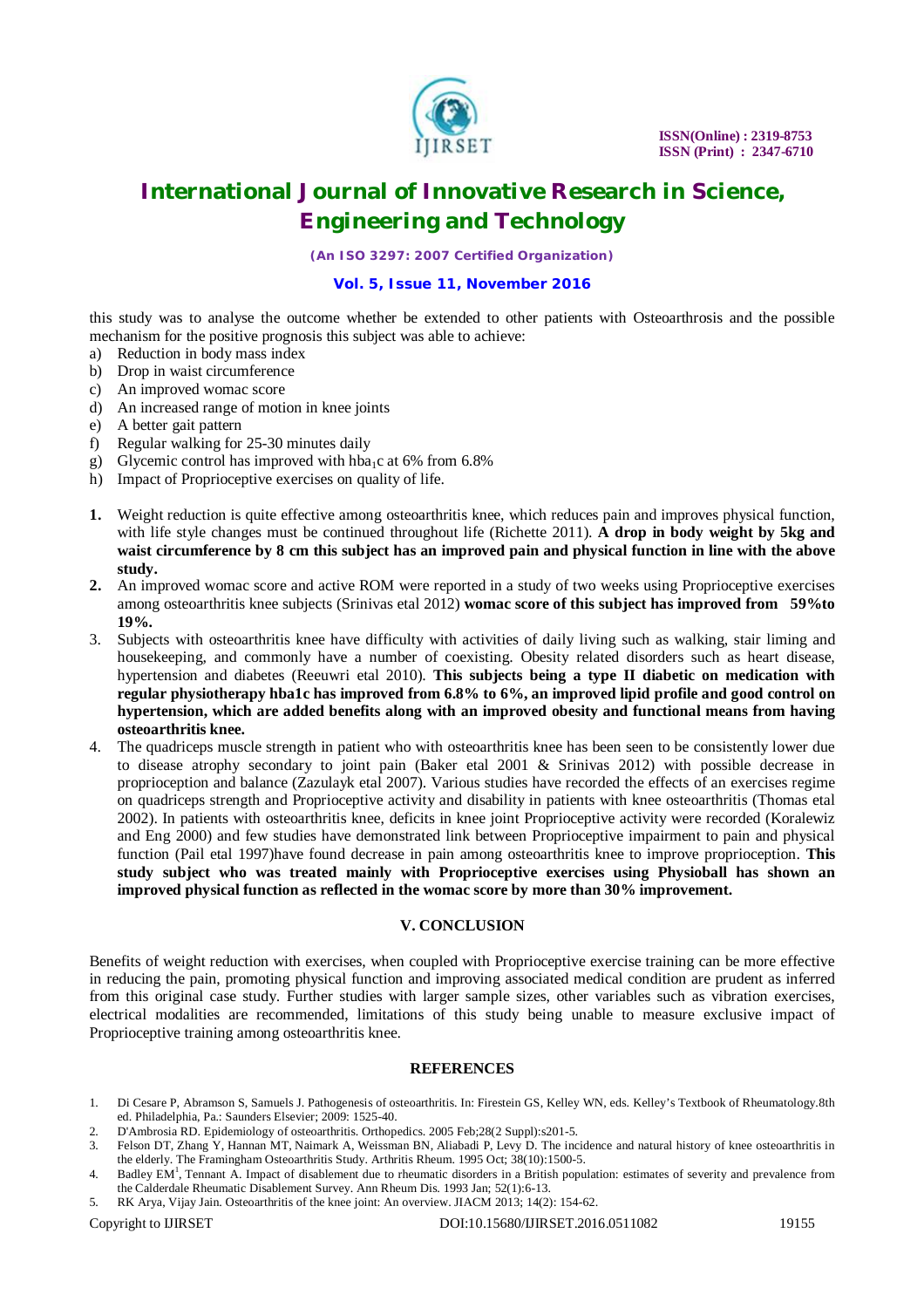this study was to analyse the outcome whether be extended to other patients with Osteoarthrosis and the possible mechanism for the positive prognosis this subject was able to achieve:

a) Reduction in body mass index
b) Drop in waist circumference
c) An improved womac score
d) An increased range of motion in knee joints
e) A better gait pattern
f) Regular walking for 25-30 minutes daily
g) Glycemic control has improved with $hba_1c$ at 6% from 6.8%
h) Impact of Proprioceptive exercises on quality of life.

1. Weight reduction is quite effective among osteoarthritis knee, which reduces pain and improves physical function, with life style changes must be continued throughout life (Richette 2011). **A drop in body weight by 5kg and waist circumference by 8 cm this subject has an improved pain and physical function in line with the above study.**
2. An improved womac score and active ROM were reported in a study of two weeks using Proprioceptive exercises among osteoarthritis knee subjects (Srinivas etal 2012) **womac score of this subject has improved from 59%to 19%.**
3. Subjects with osteoarthritis knee have difficulty with activities of daily living such as walking, stair liming and housekeeping, and commonly have a number of coexisting. Obesity related disorders such as heart disease, hypertension and diabetes (Reeuwri etal 2010). **This subjects being a type II diabetic on medication with regular physiotherapy hba1c has improved from 6.8% to 6%, an improved lipid profile and good control on hypertension, which are added benefits along with an improved obesity and functional means from having osteoarthritis knee.**
4. The quadriceps muscle strength in patient who with osteoarthritis knee has been seen to be consistently lower due to disease atrophy secondary to joint pain (Baker etal 2001 & Srinivas 2012) with possible decrease in proprioception and balance (Zazulayk etal 2007). Various studies have recorded the effects of an exercises regime on quadriceps strength and Proprioceptive activity and disability in patients with knee osteoarthritis (Thomas etal 2002). In patients with osteoarthritis knee, deficits in knee joint Proprioceptive activity were recorded (Koralewiz and Eng 2000) and few studies have demonstrated link between Proprioceptive impairment to pain and physical function (Pail etal 1997)have found decrease in pain among osteoarthritis knee to improve proprioception. **This study subject who was treated mainly with Proprioceptive exercises using Physioball has shown an improved physical function as reflected in the womac score by more than 30% improvement.**

## V. CONCLUSION

Benefits of weight reduction with exercises, when coupled with Proprioceptive exercise training can be more effective in reducing the pain, promoting physical function and improving associated medical condition are prudent as inferred from this original case study. Further studies with larger sample sizes, other variables such as vibration exercises, electrical modalities are recommended, limitations of this study being unable to measure exclusive impact of Proprioceptive training among osteoarthritis knee.

## REFERENCES

1. Di Cesare P, Abramson S, Samuels J. Pathogenesis of osteoarthritis. In: Firestein GS, Kelley WN, eds. Kelley's Textbook of Rheumatology.8th ed. Philadelphia, Pa.: Saunders Elsevier; 2009: 1525-40.
2. D'Ambrosia RD. Epidemiology of osteoarthritis. Orthopedics. 2005 Feb;28(2 Suppl):s201-5.
3. Felson DT, Zhang Y, Hannan MT, Naimark A, Weissman BN, Aliabadi P, Levy D. The incidence and natural history of knee osteoarthritis in the elderly. The Framingham Osteoarthritis Study. Arthritis Rheum. 1995 Oct; 38(10):1500-5.
4. Badley EM[1], Tennant A. Impact of disablement due to rheumatic disorders in a British population: estimates of severity and prevalence from the Calderdale Rheumatic Disablement Survey. Ann Rheum Dis. 1993 Jan; 52(1):6-13.
5. RK Arya, Vijay Jain. Osteoarthritis of the knee joint: An overview. JIACM 2013; 14(2): 154-62.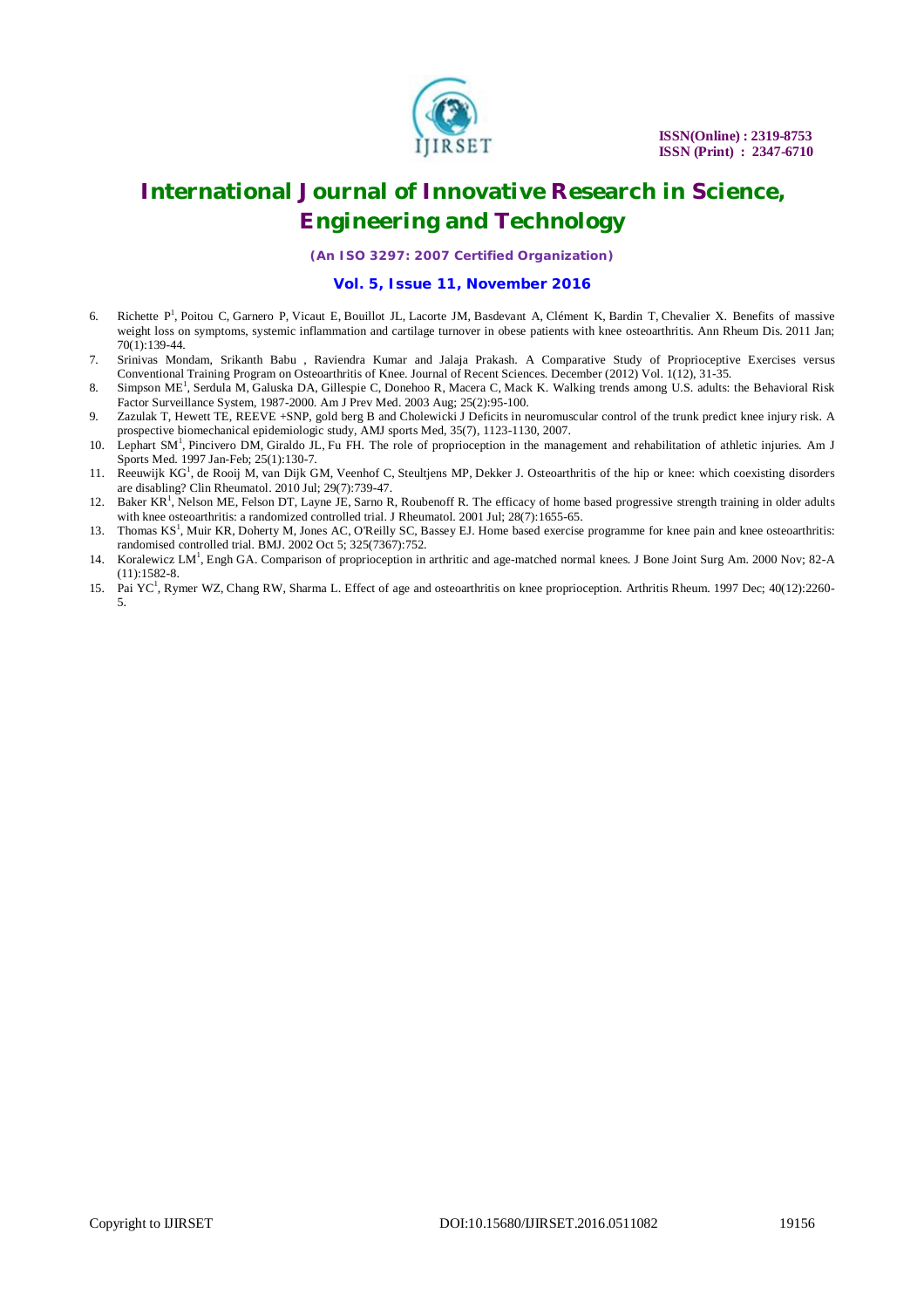6. Richette P[1], Poitou C, Garnero P, Vicaut E, Bouillot JL, Lacorte JM, Basdevant A, Clément K, Bardin T, Chevalier X. Benefits of massive weight loss on symptoms, systemic inflammation and cartilage turnover in obese patients with knee osteoarthritis. Ann Rheum Dis. 2011 Jan; 70(1):139-44.
7. Srinivas Mondam, Srikanth Babu , Raviendra Kumar and Jalaja Prakash. A Comparative Study of Proprioceptive Exercises versus Conventional Training Program on Osteoarthritis of Knee. Journal of Recent Sciences. December (2012) Vol. 1(12), 31-35.
8. Simpson ME[1], Serdula M, Galuska DA, Gillespie C, Donehoo R, Macera C, Mack K. Walking trends among U.S. adults: the Behavioral Risk Factor Surveillance System, 1987-2000. Am J Prev Med. 2003 Aug; 25(2):95-100.
9. Zazulak T, Hewett TE, REEVE +SNP, gold berg B and Cholewicki J Deficits in neuromuscular control of the trunk predict knee injury risk. A prospective biomechanical epidemiologic study, AMJ sports Med, 35(7), 1123-1130, 2007.
10. Lephart SM[1], Pincivero DM, Giraldo JL, Fu FH. The role of proprioception in the management and rehabilitation of athletic injuries. Am J Sports Med. 1997 Jan-Feb; 25(1):130-7.
11. Reeuwijk KG[1], de Rooij M, van Dijk GM, Veenhof C, Steultjens MP, Dekker J. Osteoarthritis of the hip or knee: which coexisting disorders are disabling? Clin Rheumatol. 2010 Jul; 29(7):739-47.
12. Baker KR[1], Nelson ME, Felson DT, Layne JE, Sarno R, Roubenoff R. The efficacy of home based progressive strength training in older adults with knee osteoarthritis: a randomized controlled trial. J Rheumatol. 2001 Jul; 28(7):1655-65.
13. Thomas KS[1], Muir KR, Doherty M, Jones AC, O'Reilly SC, Bassey EJ. Home based exercise programme for knee pain and knee osteoarthritis: randomised controlled trial. BMJ. 2002 Oct 5; 325(7367):752.
14. Koralewicz LM[1], Engh GA. Comparison of proprioception in arthritic and age-matched normal knees. J Bone Joint Surg Am. 2000 Nov; 82-A (11):1582-8.
15. Pai YC[1], Rymer WZ, Chang RW, Sharma L. Effect of age and osteoarthritis on knee proprioception. Arthritis Rheum. 1997 Dec; 40(12):2260-5.